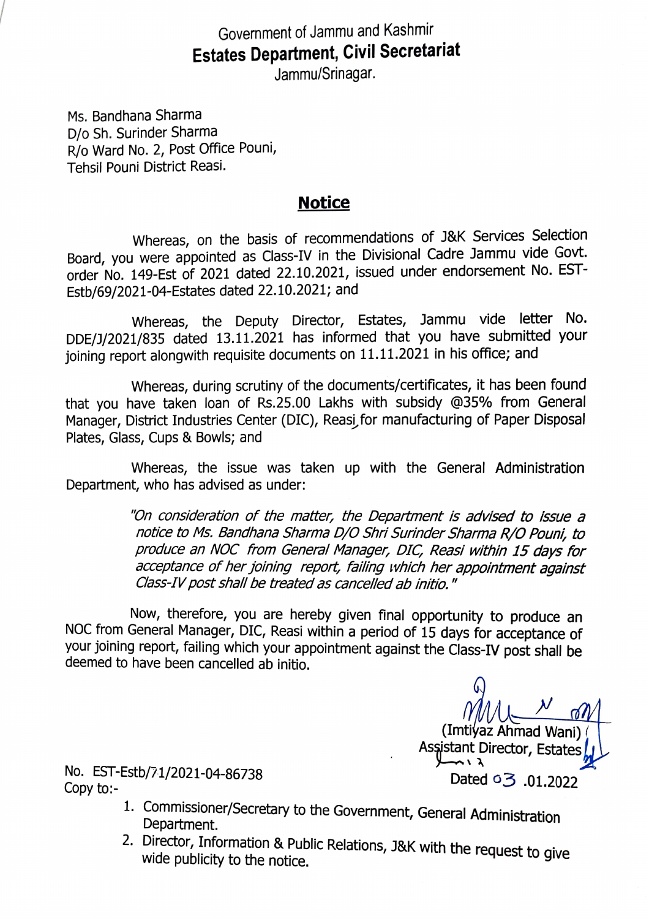Government of Jammu and Kashmir

**Estates Department, Civil Secretariat**

Jammu/Srinagar.

Ms. Bandhana Sharma
D/o Sh. Surinder Sharma
R/o Ward No. 2, Post Office Pouni,
Tehsil Pouni District Reasi.

## **Notice**

Whereas, on the basis of recommendations of J&K Services Selection Board, you were appointed as Class-IV in the Divisional Cadre Jammu vide Govt. order No. 149-Est of 2021 dated 22.10.2021, issued under endorsement No. EST-Estb/69/2021-04-Estates dated 22.10.2021; and

Whereas, the Deputy Director, Estates, Jammu vide letter No. DDE/J/2021/835 dated 13.11.2021 has informed that you have submitted your joining report alongwith requisite documents on 11.11.2021 in his office; and

Whereas, during scrutiny of the documents/certificates, it has been found that you have taken loan of Rs.25.00 Lakhs with subsidy @35% from General Manager, District Industries Center (DIC), Reasi for manufacturing of Paper Disposal Plates, Glass, Cups & Bowls; and

Whereas, the issue was taken up with the General Administration Department, who has advised as under:

> *"On consideration of the matter, the Department is advised to issue a notice to Ms. Bandhana Sharma D/O Shri Surinder Sharma R/O Pouni, to produce an NOC from General Manager, DIC, Reasi within 15 days for acceptance of her joining report, failing which her appointment against Class-IV post shall be treated as cancelled ab initio."*

Now, therefore, you are hereby given final opportunity to produce an NOC from General Manager, DIC, Reasi within a period of 15 days for acceptance of your joining report, failing which your appointment against the Class-IV post shall be deemed to have been cancelled ab initio.

(Imtiyaz Ahmad Wani)
Assistant Director, Estates

No. EST-Estb/71/2021-04-86738
Dated 03 .01.2022

Copy to:-

1. Commissioner/Secretary to the Government, General Administration Department.
2. Director, Information & Public Relations, J&K with the request to give wide publicity to the notice.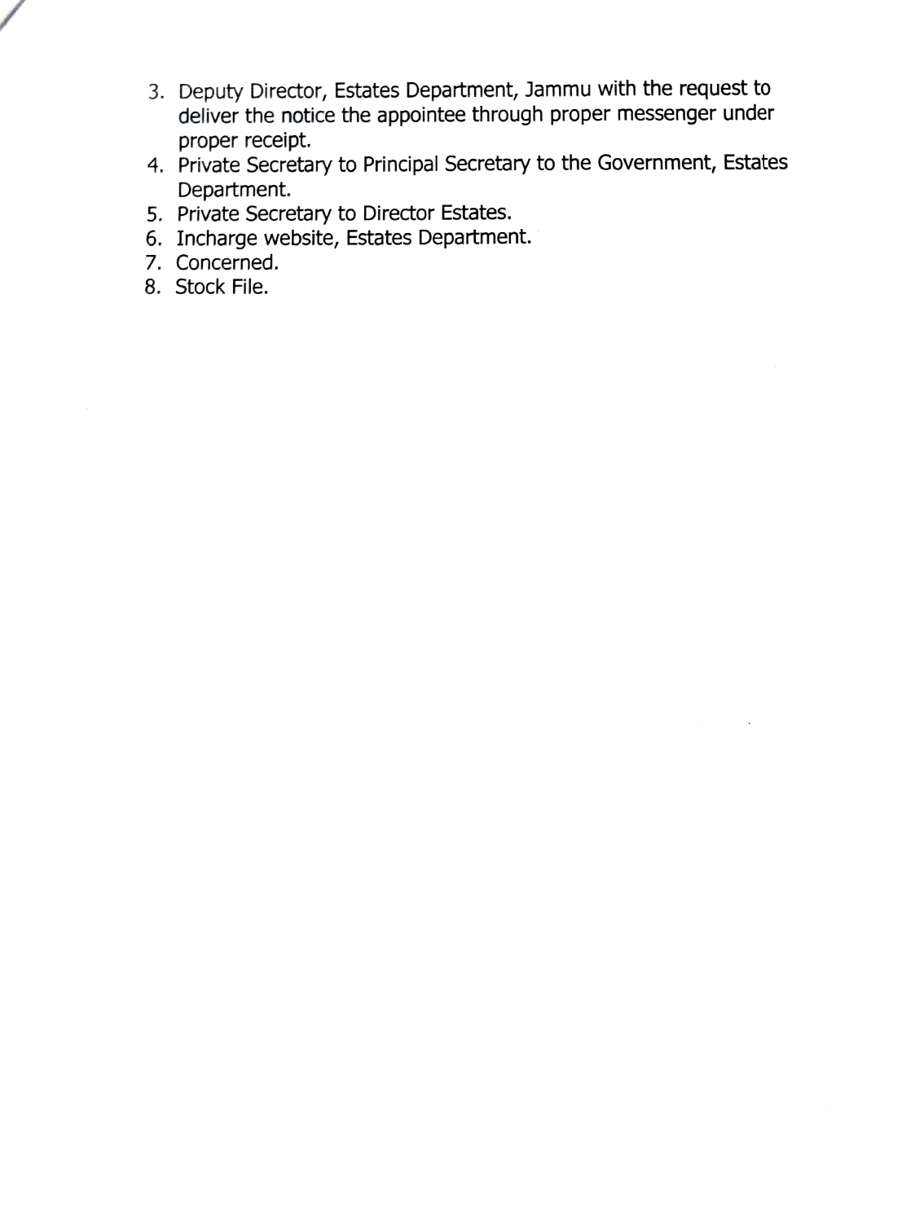3. Deputy Director, Estates Department, Jammu with the request to deliver the notice the appointee through proper messenger under proper receipt.
4. Private Secretary to Principal Secretary to the Government, Estates Department.
5. Private Secretary to Director Estates.
6. Incharge website, Estates Department.
7. Concerned.
8. Stock File.